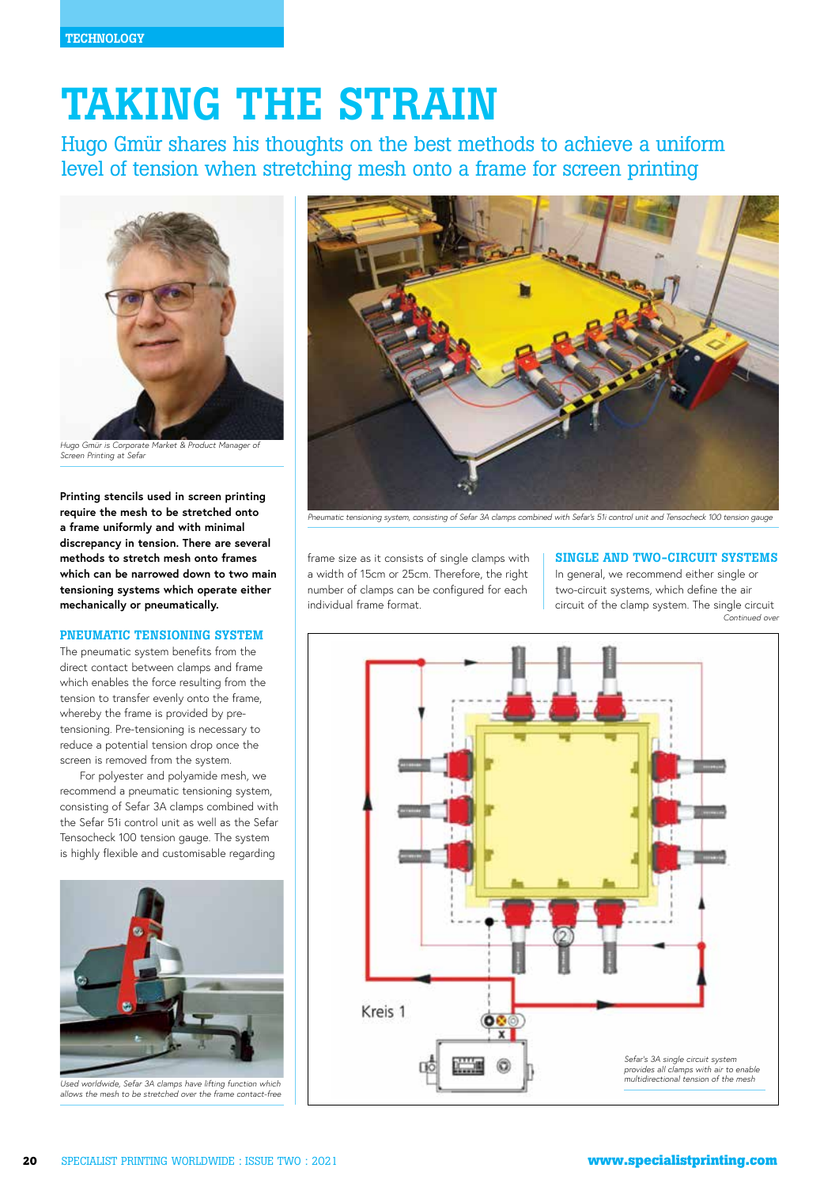TECHNOLOGY

# TAKING THE STRAIN

## Hugo Gmür shares his thoughts on the best methods to achieve a uniform level of tension when stretching mesh onto a frame for screen printing

*Hugo Gmür is Corporate Market & Product Manager of Screen Printing at Sefar*

*Pneumatic tensioning system, consisting of Sefar 3A clamps combined with Sefar's 51i control unit and Tensocheck 100 tension gauge*

**Printing stencils used in screen printing require the mesh to be stretched onto a frame uniformly and with minimal discrepancy in tension. There are several methods to stretch mesh onto frames which can be narrowed down to two main tensioning systems which operate either mechanically or pneumatically.**

### PNEUMATIC TENSIONING SYSTEM

The pneumatic system benefits from the direct contact between clamps and frame which enables the force resulting from the tension to transfer evenly onto the frame, whereby the frame is provided by pre-tensioning. Pre-tensioning is necessary to reduce a potential tension drop once the screen is removed from the system.

For polyester and polyamide mesh, we recommend a pneumatic tensioning system, consisting of Sefar 3A clamps combined with the Sefar 51i control unit as well as the Sefar Tensocheck 100 tension gauge. The system is highly flexible and customisable regarding frame size as it consists of single clamps with a width of 15cm or 25cm. Therefore, the right number of clamps can be configured for each individual frame format.

*Used worldwide, Sefar 3A clamps have lifting function which allows the mesh to be stretched over the frame contact-free*

### SINGLE AND TWO-CIRCUIT SYSTEMS

In general, we recommend either single or two-circuit systems, which define the air circuit of the clamp system. The single circuit

*Continued over*

*Sefar's 3A single circuit system provides all clamps with air to enable multidirectional tension of the mesh*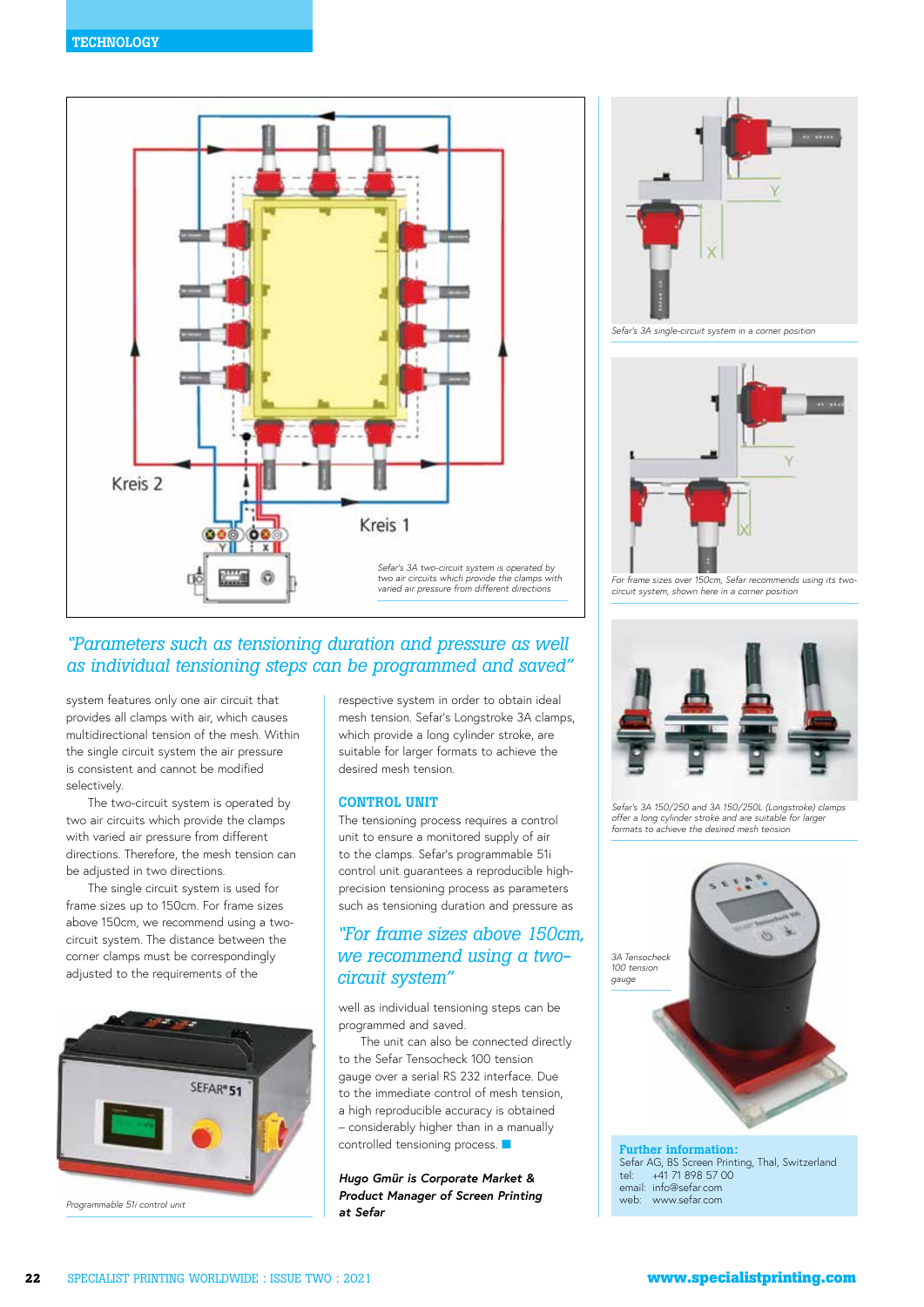Kreis 2

Kreis 1

Sefar's 3A two-circuit system is operated by two air circuits which provide the clamps with varied air pressure from different directions

Sefar's 3A single-circuit system in a corner position

For frame sizes over 150cm, Sefar recommends using its two-circuit system, shown here in a corner position

*"Parameters such as tensioning duration and pressure as well as individual tensioning steps can be programmed and saved"*

system features only one air circuit that provides all clamps with air, which causes multidirectional tension of the mesh. Within the single circuit system the air pressure is consistent and cannot be modified selectively.

The two-circuit system is operated by two air circuits which provide the clamps with varied air pressure from different directions. Therefore, the mesh tension can be adjusted in two directions.

The single circuit system is used for frame sizes up to 150cm. For frame sizes above 150cm, we recommend using a two-circuit system. The distance between the corner clamps must be correspondingly adjusted to the requirements of the respective system in order to obtain ideal mesh tension. Sefar's Longstroke 3A clamps, which provide a long cylinder stroke, are suitable for larger formats to achieve the desired mesh tension.

## CONTROL UNIT

The tensioning process requires a control unit to ensure a monitored supply of air to the clamps. Sefar's programmable 51i control unit guarantees a reproducible high-precision tensioning process as parameters such as tensioning duration and pressure as well as individual tensioning steps can be programmed and saved.

*"For frame sizes above 150cm, we recommend using a two-circuit system"*

The unit can also be connected directly to the Sefar Tensocheck 100 tension gauge over a serial RS 232 interface. Due to the immediate control of mesh tension, a high reproducible accuracy is obtained – considerably higher than in a manually controlled tensioning process. ■

***Hugo Gmür is Corporate Market & Product Manager of Screen Printing at Sefar***

Programmable 51i control unit

Sefar's 3A 150/250 and 3A 150/250L (Longstroke) clamps offer a long cylinder stroke and are suitable for larger formats to achieve the desired mesh tension

3A Tensocheck 100 tension gauge

**Further information:**
Sefar AG, BS Screen Printing, Thal, Switzerland
tel: +41 71 898 57 00
email: info@sefar.com
web: www.sefar.com